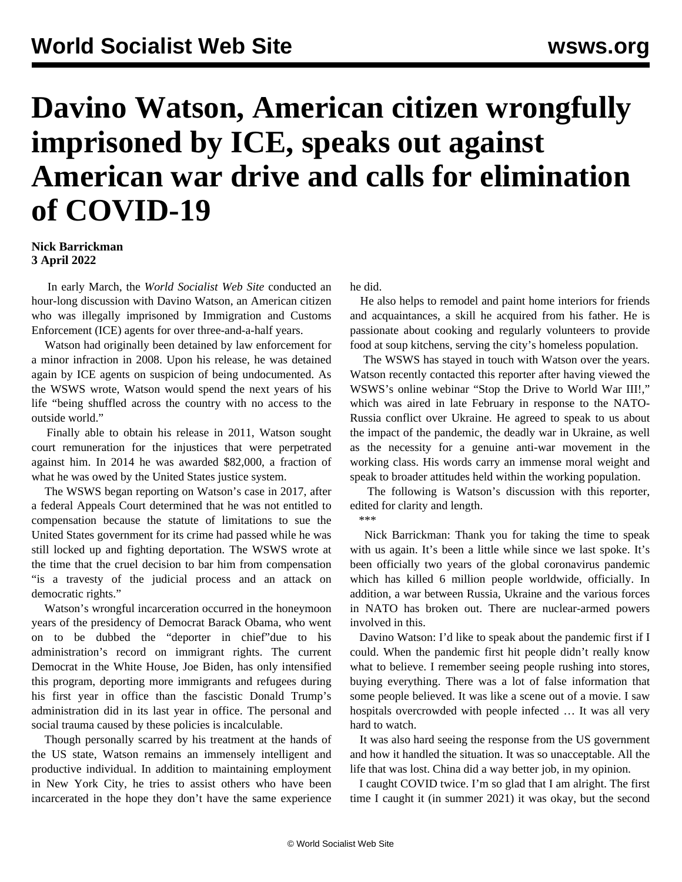# Davino Watson, American citizen wrongfully imprisoned by ICE, speaks out against American war drive and calls for elimination of COVID-19

**Nick Barrickman**
**3 April 2022**

In early March, the *World Socialist Web Site* conducted an hour-long discussion with Davino Watson, an American citizen who was illegally imprisoned by Immigration and Customs Enforcement (ICE) agents for over three-and-a-half years.

Watson had originally been detained by law enforcement for a minor infraction in 2008. Upon his release, he was detained again by ICE agents on suspicion of being undocumented. As the WSWS wrote, Watson would spend the next years of his life "being shuffled across the country with no access to the outside world."

Finally able to obtain his release in 2011, Watson sought court remuneration for the injustices that were perpetrated against him. In 2014 he was awarded $82,000, a fraction of what he was owed by the United States justice system.

The WSWS began reporting on Watson's case in 2017, after a federal Appeals Court determined that he was not entitled to compensation because the statute of limitations to sue the United States government for its crime had passed while he was still locked up and fighting deportation. The WSWS wrote at the time that the cruel decision to bar him from compensation "is a travesty of the judicial process and an attack on democratic rights."

Watson's wrongful incarceration occurred in the honeymoon years of the presidency of Democrat Barack Obama, who went on to be dubbed the "deporter in chief"due to his administration's record on immigrant rights. The current Democrat in the White House, Joe Biden, has only intensified this program, deporting more immigrants and refugees during his first year in office than the fascistic Donald Trump's administration did in its last year in office. The personal and social trauma caused by these policies is incalculable.

Though personally scarred by his treatment at the hands of the US state, Watson remains an immensely intelligent and productive individual. In addition to maintaining employment in New York City, he tries to assist others who have been incarcerated in the hope they don't have the same experience he did.

He also helps to remodel and paint home interiors for friends and acquaintances, a skill he acquired from his father. He is passionate about cooking and regularly volunteers to provide food at soup kitchens, serving the city's homeless population.

The WSWS has stayed in touch with Watson over the years. Watson recently contacted this reporter after having viewed the WSWS's online webinar "Stop the Drive to World War III!," which was aired in late February in response to the NATO-Russia conflict over Ukraine. He agreed to speak to us about the impact of the pandemic, the deadly war in Ukraine, as well as the necessity for a genuine anti-war movement in the working class. His words carry an immense moral weight and speak to broader attitudes held within the working population.

The following is Watson's discussion with this reporter, edited for clarity and length.

\*\*\*

Nick Barrickman: Thank you for taking the time to speak with us again. It's been a little while since we last spoke. It's been officially two years of the global coronavirus pandemic which has killed 6 million people worldwide, officially. In addition, a war between Russia, Ukraine and the various forces in NATO has broken out. There are nuclear-armed powers involved in this.

Davino Watson: I'd like to speak about the pandemic first if I could. When the pandemic first hit people didn't really know what to believe. I remember seeing people rushing into stores, buying everything. There was a lot of false information that some people believed. It was like a scene out of a movie. I saw hospitals overcrowded with people infected … It was all very hard to watch.

It was also hard seeing the response from the US government and how it handled the situation. It was so unacceptable. All the life that was lost. China did a way better job, in my opinion.

I caught COVID twice. I'm so glad that I am alright. The first time I caught it (in summer 2021) it was okay, but the second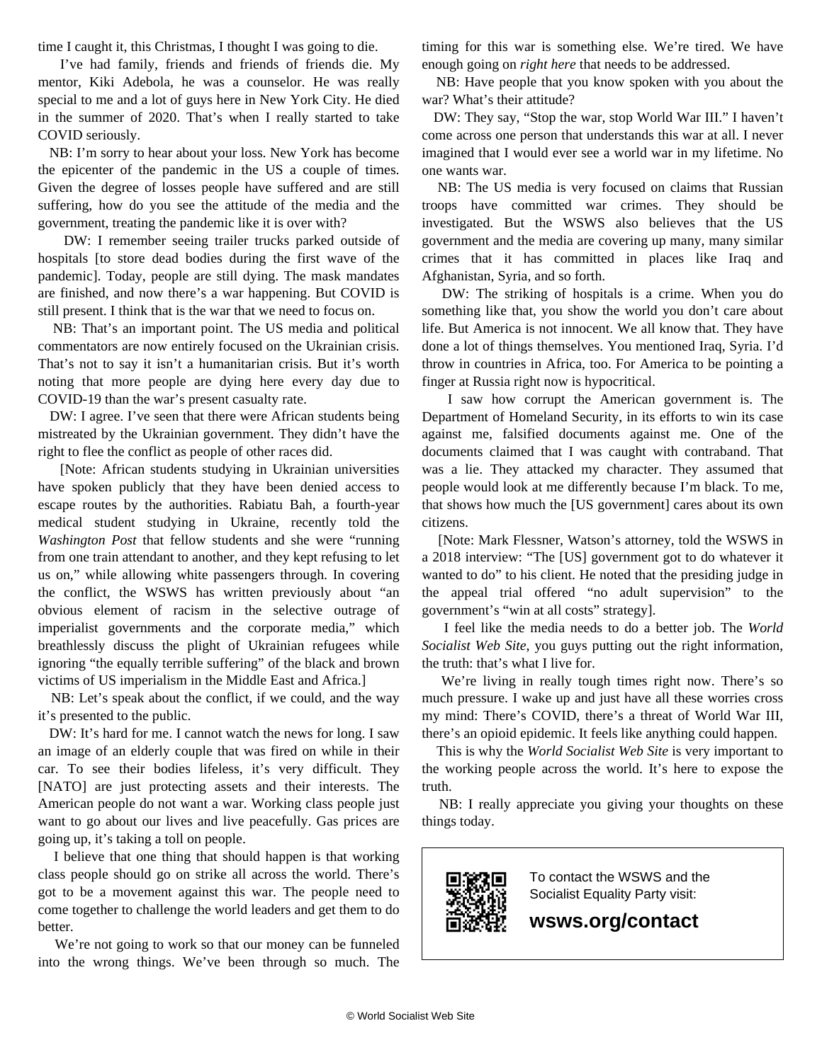time I caught it, this Christmas, I thought I was going to die.

I've had family, friends and friends of friends die. My mentor, Kiki Adebola, he was a counselor. He was really special to me and a lot of guys here in New York City. He died in the summer of 2020. That's when I really started to take COVID seriously.

NB: I'm sorry to hear about your loss. New York has become the epicenter of the pandemic in the US a couple of times. Given the degree of losses people have suffered and are still suffering, how do you see the attitude of the media and the government, treating the pandemic like it is over with?

DW: I remember seeing trailer trucks parked outside of hospitals [to store dead bodies during the first wave of the pandemic]. Today, people are still dying. The mask mandates are finished, and now there's a war happening. But COVID is still present. I think that is the war that we need to focus on.

NB: That's an important point. The US media and political commentators are now entirely focused on the Ukrainian crisis. That's not to say it isn't a humanitarian crisis. But it's worth noting that more people are dying here every day due to COVID-19 than the war's present casualty rate.

DW: I agree. I've seen that there were African students being mistreated by the Ukrainian government. They didn't have the right to flee the conflict as people of other races did.

[Note: African students studying in Ukrainian universities have spoken publicly that they have been denied access to escape routes by the authorities. Rabiatu Bah, a fourth-year medical student studying in Ukraine, recently told the *Washington Post* that fellow students and she were "running from one train attendant to another, and they kept refusing to let us on," while allowing white passengers through. In covering the conflict, the WSWS has written previously about "an obvious element of racism in the selective outrage of imperialist governments and the corporate media," which breathlessly discuss the plight of Ukrainian refugees while ignoring "the equally terrible suffering" of the black and brown victims of US imperialism in the Middle East and Africa.]

NB: Let's speak about the conflict, if we could, and the way it's presented to the public.

DW: It's hard for me. I cannot watch the news for long. I saw an image of an elderly couple that was fired on while in their car. To see their bodies lifeless, it's very difficult. They [NATO] are just protecting assets and their interests. The American people do not want a war. Working class people just want to go about our lives and live peacefully. Gas prices are going up, it's taking a toll on people.

I believe that one thing that should happen is that working class people should go on strike all across the world. There's got to be a movement against this war. The people need to come together to challenge the world leaders and get them to do better.

We're not going to work so that our money can be funneled into the wrong things. We've been through so much. The timing for this war is something else. We're tired. We have enough going on *right here* that needs to be addressed.

NB: Have people that you know spoken with you about the war? What's their attitude?

DW: They say, "Stop the war, stop World War III." I haven't come across one person that understands this war at all. I never imagined that I would ever see a world war in my lifetime. No one wants war.

NB: The US media is very focused on claims that Russian troops have committed war crimes. They should be investigated. But the WSWS also believes that the US government and the media are covering up many, many similar crimes that it has committed in places like Iraq and Afghanistan, Syria, and so forth.

DW: The striking of hospitals is a crime. When you do something like that, you show the world you don't care about life. But America is not innocent. We all know that. They have done a lot of things themselves. You mentioned Iraq, Syria. I'd throw in countries in Africa, too. For America to be pointing a finger at Russia right now is hypocritical.

I saw how corrupt the American government is. The Department of Homeland Security, in its efforts to win its case against me, falsified documents against me. One of the documents claimed that I was caught with contraband. That was a lie. They attacked my character. They assumed that people would look at me differently because I'm black. To me, that shows how much the [US government] cares about its own citizens.

[Note: Mark Flessner, Watson's attorney, told the WSWS in a 2018 interview: "The [US] government got to do whatever it wanted to do" to his client. He noted that the presiding judge in the appeal trial offered "no adult supervision" to the government's "win at all costs" strategy].

I feel like the media needs to do a better job. The *World Socialist Web Site*, you guys putting out the right information, the truth: that's what I live for.

We're living in really tough times right now. There's so much pressure. I wake up and just have all these worries cross my mind: There's COVID, there's a threat of World War III, there's an opioid epidemic. It feels like anything could happen.

This is why the *World Socialist Web Site* is very important to the working people across the world. It's here to expose the truth.

NB: I really appreciate you giving your thoughts on these things today.

To contact the WSWS and the Socialist Equality Party visit:

**wsws.org/contact**